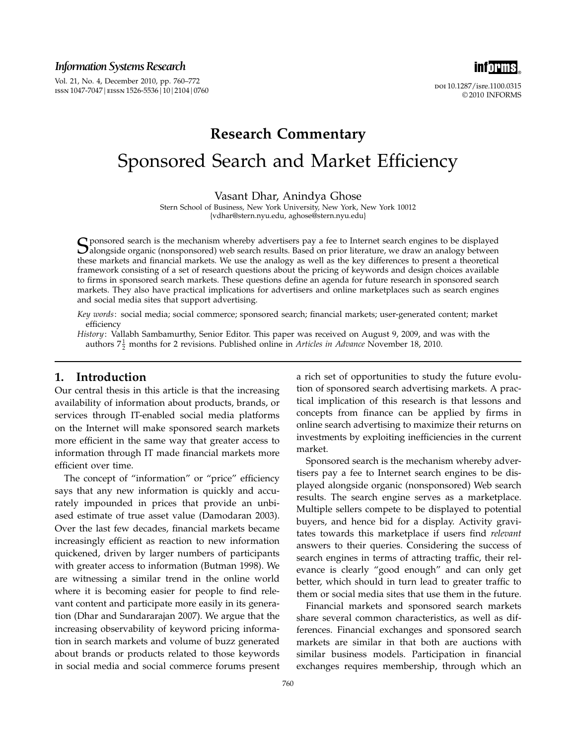## Research Commentary

# Sponsored Search and Market Efficiency

Vasant Dhar, Anindya Ghose

Stern School of Business, New York University, New York, New York 10012
{vdhar@stern.nyu.edu, aghose@stern.nyu.edu}

Sponsored search is the mechanism whereby advertisers pay a fee to Internet search engines to be displayed alongside organic (nonsponsored) web search results. Based on prior literature, we draw an analogy between these markets and financial markets. We use the analogy as well as the key differences to present a theoretical framework consisting of a set of research questions about the pricing of keywords and design choices available to firms in sponsored search markets. These questions define an agenda for future research in sponsored search markets. They also have practical implications for advertisers and online marketplaces such as search engines and social media sites that support advertising.

*Key words*: social media; social commerce; sponsored search; financial markets; user-generated content; market efficiency

*History*: Vallabh Sambamurthy, Senior Editor. This paper was received on August 9, 2009, and was with the authors $7\frac{1}{2}$ months for 2 revisions. Published online in *Articles in Advance* November 18, 2010.

## 1. Introduction

Our central thesis in this article is that the increasing availability of information about products, brands, or services through IT-enabled social media platforms on the Internet will make sponsored search markets more efficient in the same way that greater access to information through IT made financial markets more efficient over time.

The concept of "information" or "price" efficiency says that any new information is quickly and accurately impounded in prices that provide an unbiased estimate of true asset value (Damodaran 2003). Over the last few decades, financial markets became increasingly efficient as reaction to new information quickened, driven by larger numbers of participants with greater access to information (Butman 1998). We are witnessing a similar trend in the online world where it is becoming easier for people to find relevant content and participate more easily in its generation (Dhar and Sundararajan 2007). We argue that the increasing observability of keyword pricing information in search markets and volume of buzz generated about brands or products related to those keywords in social media and social commerce forums present a rich set of opportunities to study the future evolution of sponsored search advertising markets. A practical implication of this research is that lessons and concepts from finance can be applied by firms in online search advertising to maximize their returns on investments by exploiting inefficiencies in the current market.

Sponsored search is the mechanism whereby advertisers pay a fee to Internet search engines to be displayed alongside organic (nonsponsored) Web search results. The search engine serves as a marketplace. Multiple sellers compete to be displayed to potential buyers, and hence bid for a display. Activity gravitates towards this marketplace if users find *relevant* answers to their queries. Considering the success of search engines in terms of attracting traffic, their relevance is clearly "good enough" and can only get better, which should in turn lead to greater traffic to them or social media sites that use them in the future.

Financial markets and sponsored search markets share several common characteristics, as well as differences. Financial exchanges and sponsored search markets are similar in that both are auctions with similar business models. Participation in financial exchanges requires membership, through which an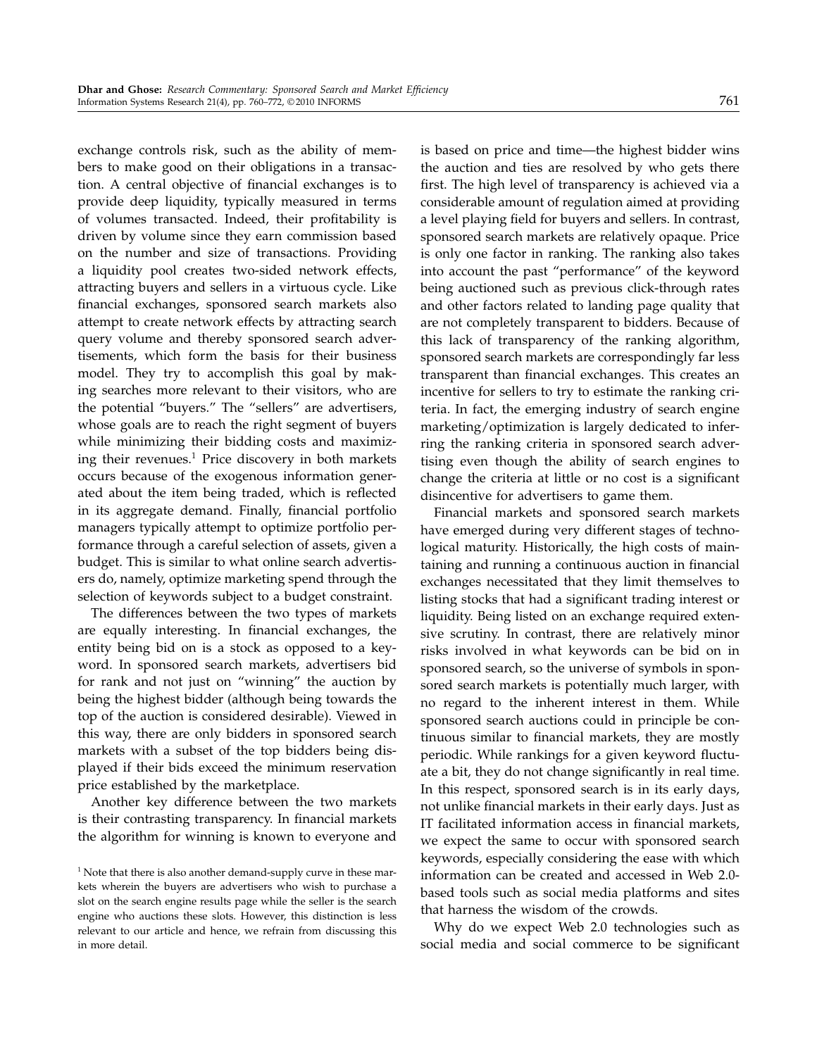exchange controls risk, such as the ability of members to make good on their obligations in a transaction. A central objective of financial exchanges is to provide deep liquidity, typically measured in terms of volumes transacted. Indeed, their profitability is driven by volume since they earn commission based on the number and size of transactions. Providing a liquidity pool creates two-sided network effects, attracting buyers and sellers in a virtuous cycle. Like financial exchanges, sponsored search markets also attempt to create network effects by attracting search query volume and thereby sponsored search advertisements, which form the basis for their business model. They try to accomplish this goal by making searches more relevant to their visitors, who are the potential "buyers." The "sellers" are advertisers, whose goals are to reach the right segment of buyers while minimizing their bidding costs and maximizing their revenues.[1] Price discovery in both markets occurs because of the exogenous information generated about the item being traded, which is reflected in its aggregate demand. Finally, financial portfolio managers typically attempt to optimize portfolio performance through a careful selection of assets, given a budget. This is similar to what online search advertisers do, namely, optimize marketing spend through the selection of keywords subject to a budget constraint.

The differences between the two types of markets are equally interesting. In financial exchanges, the entity being bid on is a stock as opposed to a keyword. In sponsored search markets, advertisers bid for rank and not just on "winning" the auction by being the highest bidder (although being towards the top of the auction is considered desirable). Viewed in this way, there are only bidders in sponsored search markets with a subset of the top bidders being displayed if their bids exceed the minimum reservation price established by the marketplace.

Another key difference between the two markets is their contrasting transparency. In financial markets the algorithm for winning is known to everyone and is based on price and time—the highest bidder wins the auction and ties are resolved by who gets there first. The high level of transparency is achieved via a considerable amount of regulation aimed at providing a level playing field for buyers and sellers. In contrast, sponsored search markets are relatively opaque. Price is only one factor in ranking. The ranking also takes into account the past "performance" of the keyword being auctioned such as previous click-through rates and other factors related to landing page quality that are not completely transparent to bidders. Because of this lack of transparency of the ranking algorithm, sponsored search markets are correspondingly far less transparent than financial exchanges. This creates an incentive for sellers to try to estimate the ranking criteria. In fact, the emerging industry of search engine marketing/optimization is largely dedicated to inferring the ranking criteria in sponsored search advertising even though the ability of search engines to change the criteria at little or no cost is a significant disincentive for advertisers to game them.

Financial markets and sponsored search markets have emerged during very different stages of technological maturity. Historically, the high costs of maintaining and running a continuous auction in financial exchanges necessitated that they limit themselves to listing stocks that had a significant trading interest or liquidity. Being listed on an exchange required extensive scrutiny. In contrast, there are relatively minor risks involved in what keywords can be bid on in sponsored search, so the universe of symbols in sponsored search markets is potentially much larger, with no regard to the inherent interest in them. While sponsored search auctions could in principle be continuous similar to financial markets, they are mostly periodic. While rankings for a given keyword fluctuate a bit, they do not change significantly in real time. In this respect, sponsored search is in its early days, not unlike financial markets in their early days. Just as IT facilitated information access in financial markets, we expect the same to occur with sponsored search keywords, especially considering the ease with which information can be created and accessed in Web 2.0-based tools such as social media platforms and sites that harness the wisdom of the crowds.

Why do we expect Web 2.0 technologies such as social media and social commerce to be significant

[1] Note that there is also another demand-supply curve in these markets wherein the buyers are advertisers who wish to purchase a slot on the search engine results page while the seller is the search engine who auctions these slots. However, this distinction is less relevant to our article and hence, we refrain from discussing this in more detail.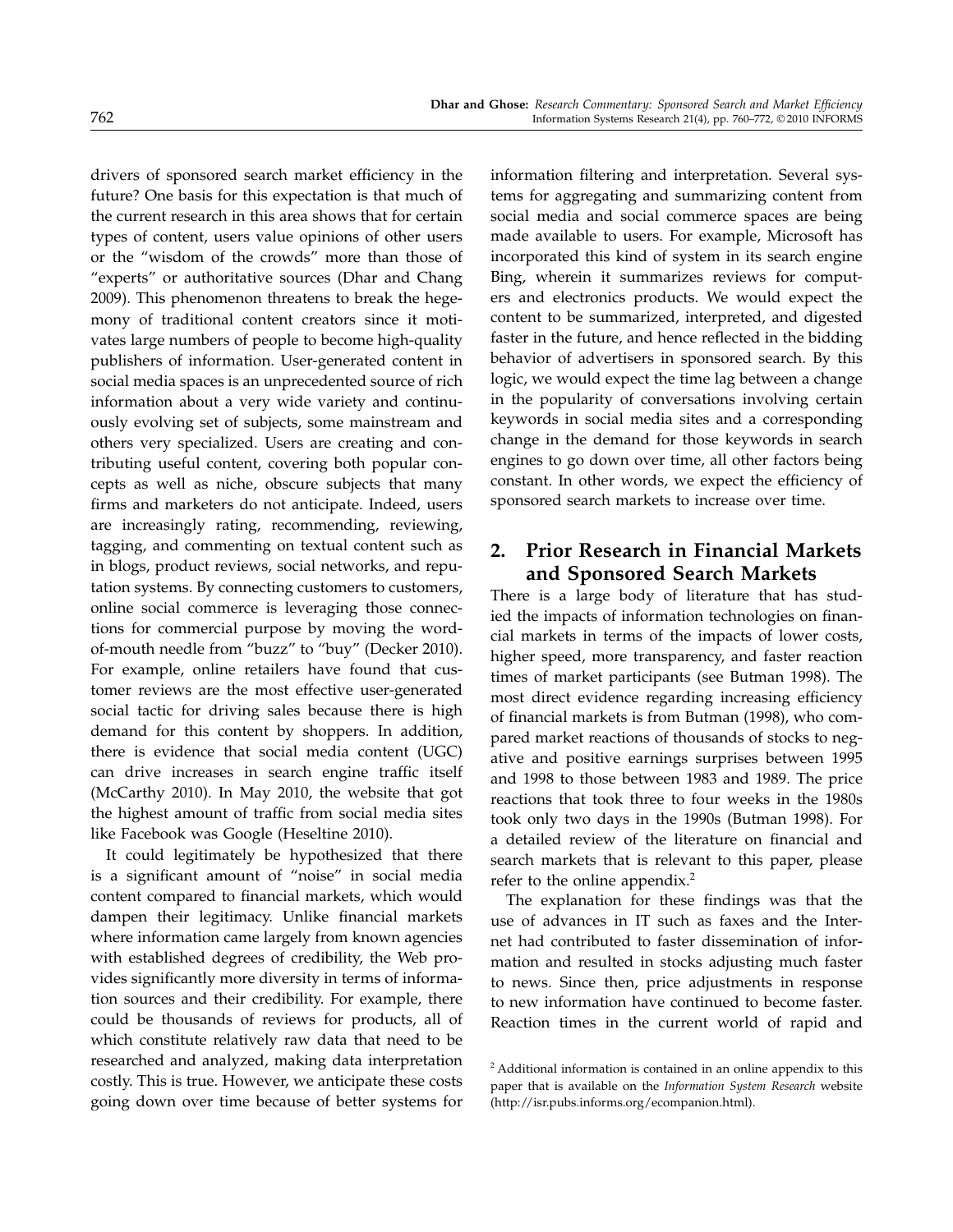drivers of sponsored search market efficiency in the future? One basis for this expectation is that much of the current research in this area shows that for certain types of content, users value opinions of other users or the "wisdom of the crowds" more than those of "experts" or authoritative sources (Dhar and Chang 2009). This phenomenon threatens to break the hegemony of traditional content creators since it motivates large numbers of people to become high-quality publishers of information. User-generated content in social media spaces is an unprecedented source of rich information about a very wide variety and continuously evolving set of subjects, some mainstream and others very specialized. Users are creating and contributing useful content, covering both popular concepts as well as niche, obscure subjects that many firms and marketers do not anticipate. Indeed, users are increasingly rating, recommending, reviewing, tagging, and commenting on textual content such as in blogs, product reviews, social networks, and reputation systems. By connecting customers to customers, online social commerce is leveraging those connections for commercial purpose by moving the word-of-mouth needle from "buzz" to "buy" (Decker 2010). For example, online retailers have found that customer reviews are the most effective user-generated social tactic for driving sales because there is high demand for this content by shoppers. In addition, there is evidence that social media content (UGC) can drive increases in search engine traffic itself (McCarthy 2010). In May 2010, the website that got the highest amount of traffic from social media sites like Facebook was Google (Heseltine 2010).

It could legitimately be hypothesized that there is a significant amount of "noise" in social media content compared to financial markets, which would dampen their legitimacy. Unlike financial markets where information came largely from known agencies with established degrees of credibility, the Web provides significantly more diversity in terms of information sources and their credibility. For example, there could be thousands of reviews for products, all of which constitute relatively raw data that need to be researched and analyzed, making data interpretation costly. This is true. However, we anticipate these costs going down over time because of better systems for information filtering and interpretation. Several systems for aggregating and summarizing content from social media and social commerce spaces are being made available to users. For example, Microsoft has incorporated this kind of system in its search engine Bing, wherein it summarizes reviews for computers and electronics products. We would expect the content to be summarized, interpreted, and digested faster in the future, and hence reflected in the bidding behavior of advertisers in sponsored search. By this logic, we would expect the time lag between a change in the popularity of conversations involving certain keywords in social media sites and a corresponding change in the demand for those keywords in search engines to go down over time, all other factors being constant. In other words, we expect the efficiency of sponsored search markets to increase over time.

## 2. Prior Research in Financial Markets and Sponsored Search Markets

There is a large body of literature that has studied the impacts of information technologies on financial markets in terms of the impacts of lower costs, higher speed, more transparency, and faster reaction times of market participants (see Butman 1998). The most direct evidence regarding increasing efficiency of financial markets is from Butman (1998), who compared market reactions of thousands of stocks to negative and positive earnings surprises between 1995 and 1998 to those between 1983 and 1989. The price reactions that took three to four weeks in the 1980s took only two days in the 1990s (Butman 1998). For a detailed review of the literature on financial and search markets that is relevant to this paper, please refer to the online appendix.[2]

The explanation for these findings was that the use of advances in IT such as faxes and the Internet had contributed to faster dissemination of information and resulted in stocks adjusting much faster to news. Since then, price adjustments in response to new information have continued to become faster. Reaction times in the current world of rapid and

[2] Additional information is contained in an online appendix to this paper that is available on the *Information System Research* website (http://isr.pubs.informs.org/ecompanion.html).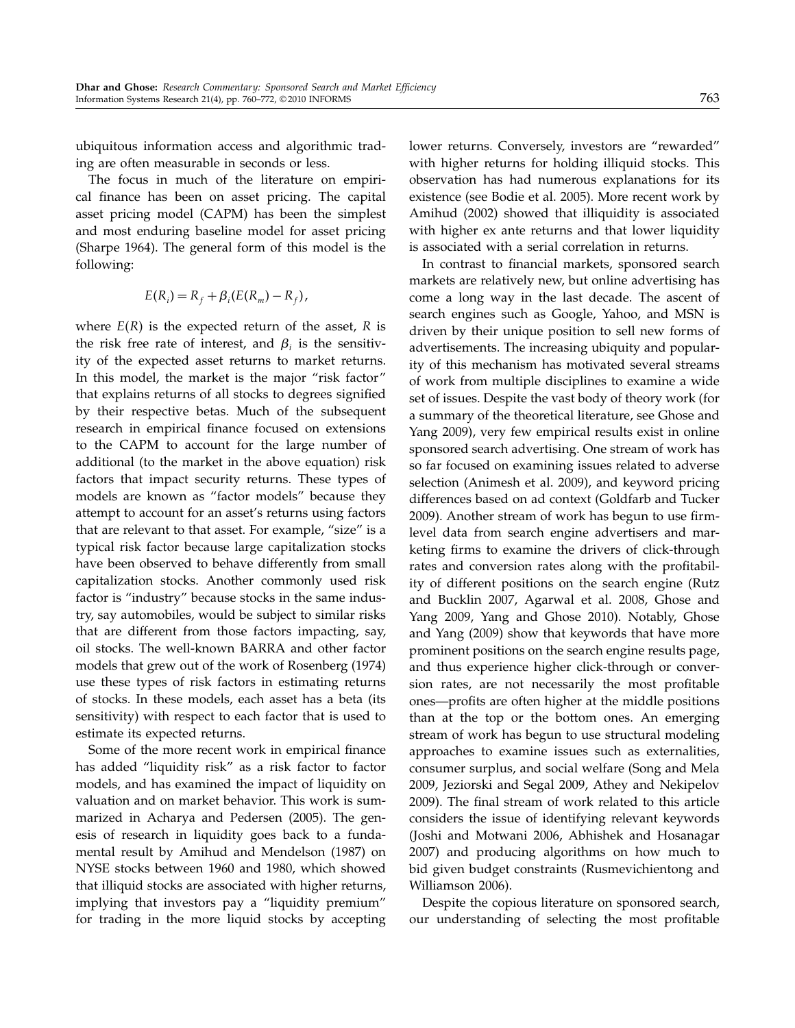ubiquitous information access and algorithmic trading are often measurable in seconds or less.

The focus in much of the literature on empirical finance has been on asset pricing. The capital asset pricing model (CAPM) has been the simplest and most enduring baseline model for asset pricing (Sharpe 1964). The general form of this model is the following:

$$E(R_i) = R_f + \beta_i(E(R_m) - R_f),$$

where $E(R)$ is the expected return of the asset, $R$ is the risk free rate of interest, and $\beta_i$ is the sensitivity of the expected asset returns to market returns. In this model, the market is the major "risk factor" that explains returns of all stocks to degrees signified by their respective betas. Much of the subsequent research in empirical finance focused on extensions to the CAPM to account for the large number of additional (to the market in the above equation) risk factors that impact security returns. These types of models are known as "factor models" because they attempt to account for an asset's returns using factors that are relevant to that asset. For example, "size" is a typical risk factor because large capitalization stocks have been observed to behave differently from small capitalization stocks. Another commonly used risk factor is "industry" because stocks in the same industry, say automobiles, would be subject to similar risks that are different from those factors impacting, say, oil stocks. The well-known BARRA and other factor models that grew out of the work of Rosenberg (1974) use these types of risk factors in estimating returns of stocks. In these models, each asset has a beta (its sensitivity) with respect to each factor that is used to estimate its expected returns.

Some of the more recent work in empirical finance has added "liquidity risk" as a risk factor to factor models, and has examined the impact of liquidity on valuation and on market behavior. This work is summarized in Acharya and Pedersen (2005). The genesis of research in liquidity goes back to a fundamental result by Amihud and Mendelson (1987) on NYSE stocks between 1960 and 1980, which showed that illiquid stocks are associated with higher returns, implying that investors pay a "liquidity premium" for trading in the more liquid stocks by accepting lower returns. Conversely, investors are "rewarded" with higher returns for holding illiquid stocks. This observation has had numerous explanations for its existence (see Bodie et al. 2005). More recent work by Amihud (2002) showed that illiquidity is associated with higher ex ante returns and that lower liquidity is associated with a serial correlation in returns.

In contrast to financial markets, sponsored search markets are relatively new, but online advertising has come a long way in the last decade. The ascent of search engines such as Google, Yahoo, and MSN is driven by their unique position to sell new forms of advertisements. The increasing ubiquity and popularity of this mechanism has motivated several streams of work from multiple disciplines to examine a wide set of issues. Despite the vast body of theory work (for a summary of the theoretical literature, see Ghose and Yang 2009), very few empirical results exist in online sponsored search advertising. One stream of work has so far focused on examining issues related to adverse selection (Animesh et al. 2009), and keyword pricing differences based on ad context (Goldfarb and Tucker 2009). Another stream of work has begun to use firm-level data from search engine advertisers and marketing firms to examine the drivers of click-through rates and conversion rates along with the profitability of different positions on the search engine (Rutz and Bucklin 2007, Agarwal et al. 2008, Ghose and Yang 2009, Yang and Ghose 2010). Notably, Ghose and Yang (2009) show that keywords that have more prominent positions on the search engine results page, and thus experience higher click-through or conversion rates, are not necessarily the most profitable ones—profits are often higher at the middle positions than at the top or the bottom ones. An emerging stream of work has begun to use structural modeling approaches to examine issues such as externalities, consumer surplus, and social welfare (Song and Mela 2009, Jeziorski and Segal 2009, Athey and Nekipelov 2009). The final stream of work related to this article considers the issue of identifying relevant keywords (Joshi and Motwani 2006, Abhishek and Hosanagar 2007) and producing algorithms on how much to bid given budget constraints (Rusmevichientong and Williamson 2006).

Despite the copious literature on sponsored search, our understanding of selecting the most profitable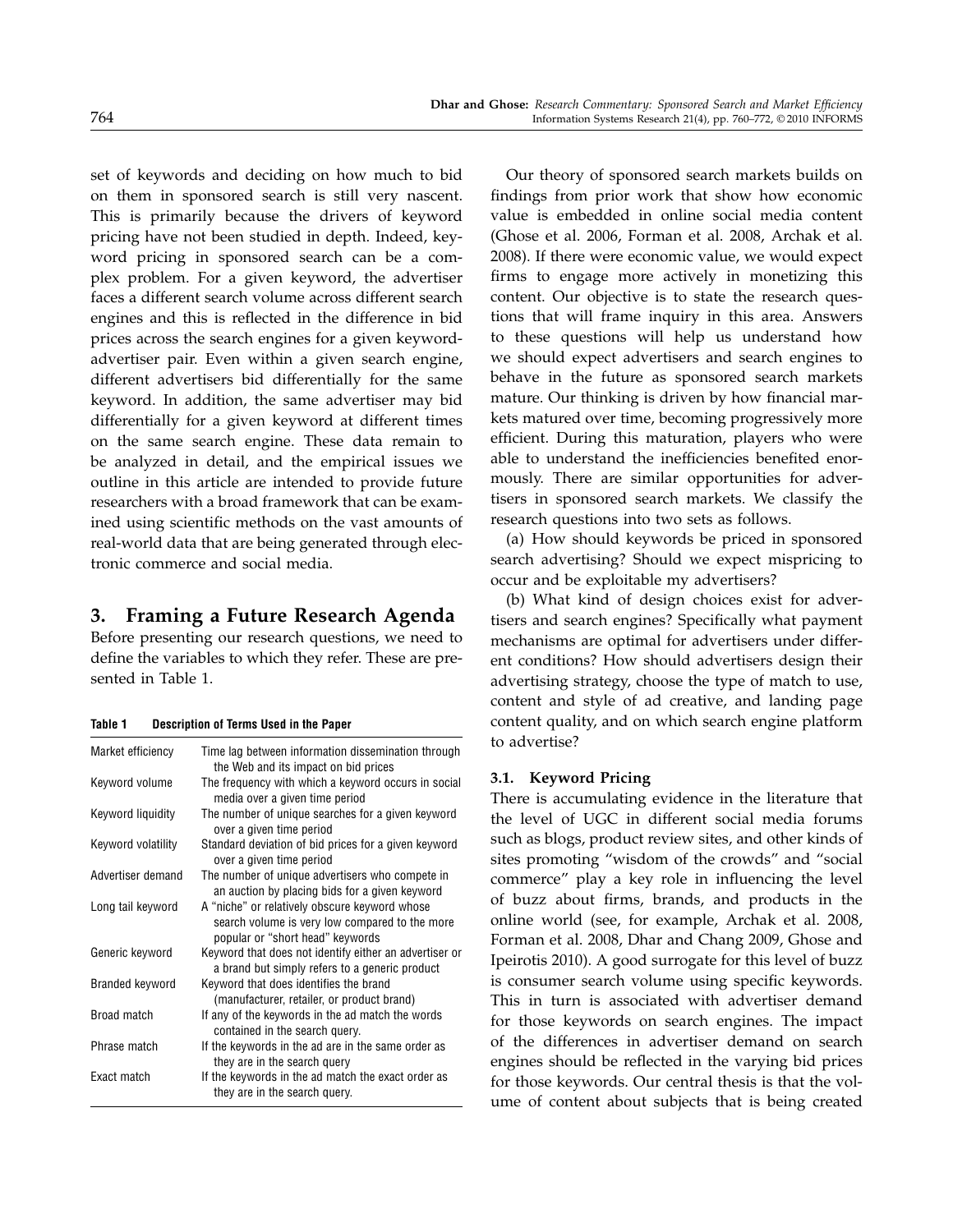set of keywords and deciding on how much to bid on them in sponsored search is still very nascent. This is primarily because the drivers of keyword pricing have not been studied in depth. Indeed, keyword pricing in sponsored search can be a complex problem. For a given keyword, the advertiser faces a different search volume across different search engines and this is reflected in the difference in bid prices across the search engines for a given keyword-advertiser pair. Even within a given search engine, different advertisers bid differentially for the same keyword. In addition, the same advertiser may bid differentially for a given keyword at different times on the same search engine. These data remain to be analyzed in detail, and the empirical issues we outline in this article are intended to provide future researchers with a broad framework that can be examined using scientific methods on the vast amounts of real-world data that are being generated through electronic commerce and social media.

## 3. Framing a Future Research Agenda

Before presenting our research questions, we need to define the variables to which they refer. These are presented in Table 1.

**Table 1 Description of Terms Used in the Paper**

| | |
|---|---|
| Market efficiency | Time lag between information dissemination through the Web and its impact on bid prices |
| Keyword volume | The frequency with which a keyword occurs in social media over a given time period |
| Keyword liquidity | The number of unique searches for a given keyword over a given time period |
| Keyword volatility | Standard deviation of bid prices for a given keyword over a given time period |
| Advertiser demand | The number of unique advertisers who compete in an auction by placing bids for a given keyword |
| Long tail keyword | A "niche" or relatively obscure keyword whose search volume is very low compared to the more popular or "short head" keywords |
| Generic keyword | Keyword that does not identify either an advertiser or a brand but simply refers to a generic product |
| Branded keyword | Keyword that does identifies the brand (manufacturer, retailer, or product brand) |
| Broad match | If any of the keywords in the ad match the words contained in the search query. |
| Phrase match | If the keywords in the ad are in the same order as they are in the search query |
| Exact match | If the keywords in the ad match the exact order as they are in the search query. |

Our theory of sponsored search markets builds on findings from prior work that show how economic value is embedded in online social media content (Ghose et al. 2006, Forman et al. 2008, Archak et al. 2008). If there were economic value, we would expect firms to engage more actively in monetizing this content. Our objective is to state the research questions that will frame inquiry in this area. Answers to these questions will help us understand how we should expect advertisers and search engines to behave in the future as sponsored search markets mature. Our thinking is driven by how financial markets matured over time, becoming progressively more efficient. During this maturation, players who were able to understand the inefficiencies benefited enormously. There are similar opportunities for advertisers in sponsored search markets. We classify the research questions into two sets as follows.

(a) How should keywords be priced in sponsored search advertising? Should we expect mispricing to occur and be exploitable my advertisers?

(b) What kind of design choices exist for advertisers and search engines? Specifically what payment mechanisms are optimal for advertisers under different conditions? How should advertisers design their advertising strategy, choose the type of match to use, content and style of ad creative, and landing page content quality, and on which search engine platform to advertise?

### 3.1. Keyword Pricing

There is accumulating evidence in the literature that the level of UGC in different social media forums such as blogs, product review sites, and other kinds of sites promoting "wisdom of the crowds" and "social commerce" play a key role in influencing the level of buzz about firms, brands, and products in the online world (see, for example, Archak et al. 2008, Forman et al. 2008, Dhar and Chang 2009, Ghose and Ipeirotis 2010). A good surrogate for this level of buzz is consumer search volume using specific keywords. This in turn is associated with advertiser demand for those keywords on search engines. The impact of the differences in advertiser demand on search engines should be reflected in the varying bid prices for those keywords. Our central thesis is that the volume of content about subjects that is being created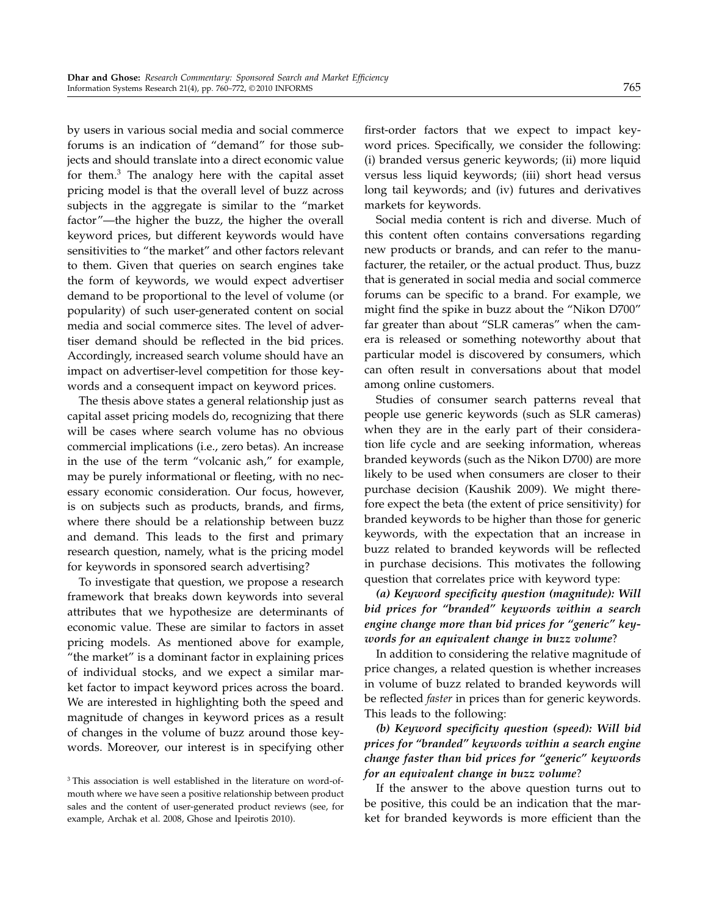by users in various social media and social commerce forums is an indication of "demand" for those subjects and should translate into a direct economic value for them.[3] The analogy here with the capital asset pricing model is that the overall level of buzz across subjects in the aggregate is similar to the "market factor"—the higher the buzz, the higher the overall keyword prices, but different keywords would have sensitivities to "the market" and other factors relevant to them. Given that queries on search engines take the form of keywords, we would expect advertiser demand to be proportional to the level of volume (or popularity) of such user-generated content on social media and social commerce sites. The level of advertiser demand should be reflected in the bid prices. Accordingly, increased search volume should have an impact on advertiser-level competition for those keywords and a consequent impact on keyword prices.

The thesis above states a general relationship just as capital asset pricing models do, recognizing that there will be cases where search volume has no obvious commercial implications (i.e., zero betas). An increase in the use of the term "volcanic ash," for example, may be purely informational or fleeting, with no necessary economic consideration. Our focus, however, is on subjects such as products, brands, and firms, where there should be a relationship between buzz and demand. This leads to the first and primary research question, namely, what is the pricing model for keywords in sponsored search advertising?

To investigate that question, we propose a research framework that breaks down keywords into several attributes that we hypothesize are determinants of economic value. These are similar to factors in asset pricing models. As mentioned above for example, "the market" is a dominant factor in explaining prices of individual stocks, and we expect a similar market factor to impact keyword prices across the board. We are interested in highlighting both the speed and magnitude of changes in keyword prices as a result of changes in the volume of buzz around those keywords. Moreover, our interest is in specifying other first-order factors that we expect to impact keyword prices. Specifically, we consider the following: (i) branded versus generic keywords; (ii) more liquid versus less liquid keywords; (iii) short head versus long tail keywords; and (iv) futures and derivatives markets for keywords.

Social media content is rich and diverse. Much of this content often contains conversations regarding new products or brands, and can refer to the manufacturer, the retailer, or the actual product. Thus, buzz that is generated in social media and social commerce forums can be specific to a brand. For example, we might find the spike in buzz about the "Nikon D700" far greater than about "SLR cameras" when the camera is released or something noteworthy about that particular model is discovered by consumers, which can often result in conversations about that model among online customers.

Studies of consumer search patterns reveal that people use generic keywords (such as SLR cameras) when they are in the early part of their consideration life cycle and are seeking information, whereas branded keywords (such as the Nikon D700) are more likely to be used when consumers are closer to their purchase decision (Kaushik 2009). We might therefore expect the beta (the extent of price sensitivity) for branded keywords to be higher than those for generic keywords, with the expectation that an increase in buzz related to branded keywords will be reflected in purchase decisions. This motivates the following question that correlates price with keyword type:

***(a) Keyword specificity question (magnitude): Will bid prices for "branded" keywords within a search engine change more than bid prices for "generic" keywords for an equivalent change in buzz volume*?**

In addition to considering the relative magnitude of price changes, a related question is whether increases in volume of buzz related to branded keywords will be reflected *faster* in prices than for generic keywords. This leads to the following:

***(b) Keyword specificity question (speed): Will bid prices for "branded" keywords within a search engine change faster than bid prices for "generic" keywords for an equivalent change in buzz volume*?**

If the answer to the above question turns out to be positive, this could be an indication that the market for branded keywords is more efficient than the

[3] This association is well established in the literature on word-of-mouth where we have seen a positive relationship between product sales and the content of user-generated product reviews (see, for example, Archak et al. 2008, Ghose and Ipeirotis 2010).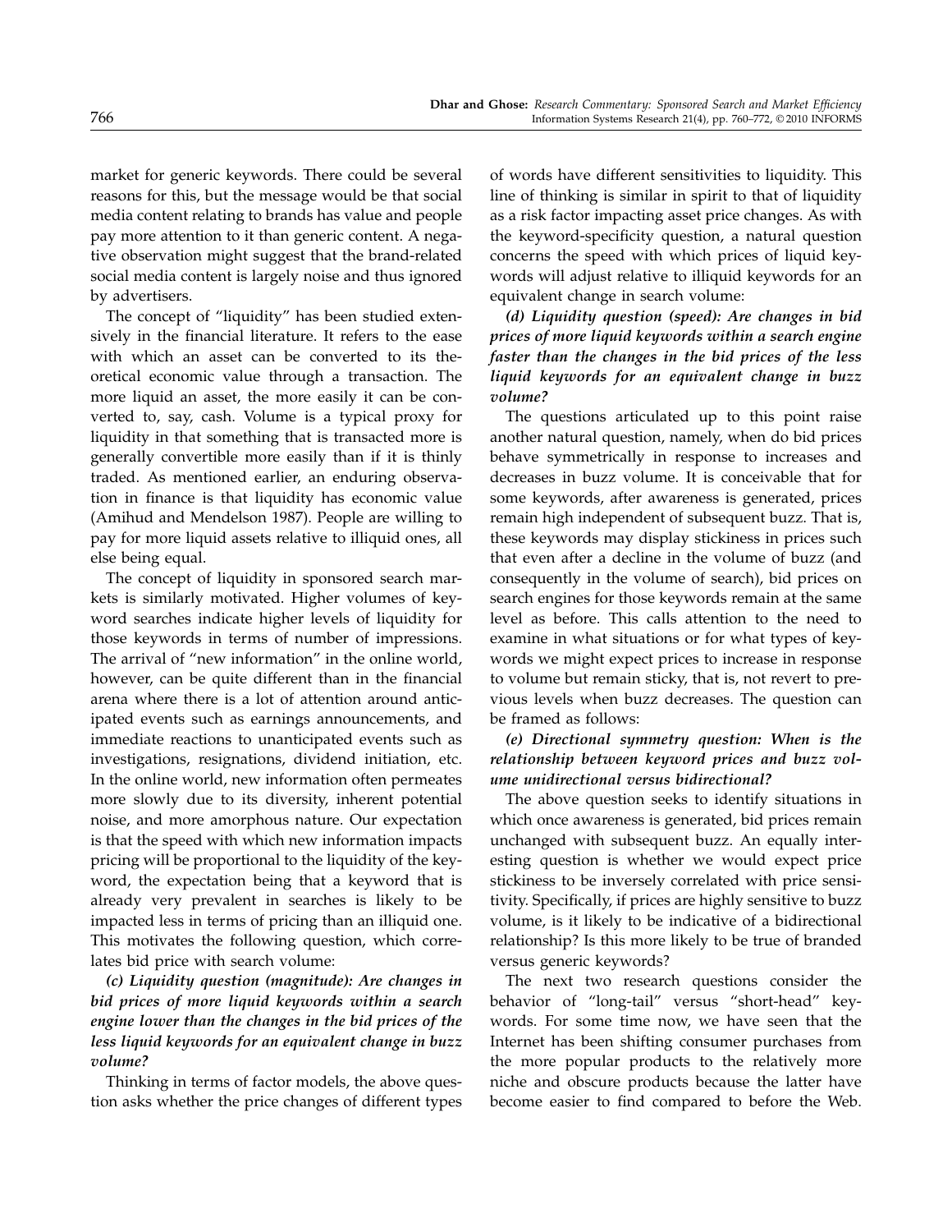market for generic keywords. There could be several reasons for this, but the message would be that social media content relating to brands has value and people pay more attention to it than generic content. A negative observation might suggest that the brand-related social media content is largely noise and thus ignored by advertisers.

The concept of "liquidity" has been studied extensively in the financial literature. It refers to the ease with which an asset can be converted to its theoretical economic value through a transaction. The more liquid an asset, the more easily it can be converted to, say, cash. Volume is a typical proxy for liquidity in that something that is transacted more is generally convertible more easily than if it is thinly traded. As mentioned earlier, an enduring observation in finance is that liquidity has economic value (Amihud and Mendelson 1987). People are willing to pay for more liquid assets relative to illiquid ones, all else being equal.

The concept of liquidity in sponsored search markets is similarly motivated. Higher volumes of keyword searches indicate higher levels of liquidity for those keywords in terms of number of impressions. The arrival of "new information" in the online world, however, can be quite different than in the financial arena where there is a lot of attention around anticipated events such as earnings announcements, and immediate reactions to unanticipated events such as investigations, resignations, dividend initiation, etc. In the online world, new information often permeates more slowly due to its diversity, inherent potential noise, and more amorphous nature. Our expectation is that the speed with which new information impacts pricing will be proportional to the liquidity of the keyword, the expectation being that a keyword that is already very prevalent in searches is likely to be impacted less in terms of pricing than an illiquid one. This motivates the following question, which correlates bid price with search volume:

***(c) Liquidity question (magnitude): Are changes in bid prices of more liquid keywords within a search engine lower than the changes in the bid prices of the less liquid keywords for an equivalent change in buzz volume?***

Thinking in terms of factor models, the above question asks whether the price changes of different types of words have different sensitivities to liquidity. This line of thinking is similar in spirit to that of liquidity as a risk factor impacting asset price changes. As with the keyword-specificity question, a natural question concerns the speed with which prices of liquid keywords will adjust relative to illiquid keywords for an equivalent change in search volume:

***(d) Liquidity question (speed): Are changes in bid prices of more liquid keywords within a search engine faster than the changes in the bid prices of the less liquid keywords for an equivalent change in buzz volume?***

The questions articulated up to this point raise another natural question, namely, when do bid prices behave symmetrically in response to increases and decreases in buzz volume. It is conceivable that for some keywords, after awareness is generated, prices remain high independent of subsequent buzz. That is, these keywords may display stickiness in prices such that even after a decline in the volume of buzz (and consequently in the volume of search), bid prices on search engines for those keywords remain at the same level as before. This calls attention to the need to examine in what situations or for what types of keywords we might expect prices to increase in response to volume but remain sticky, that is, not revert to previous levels when buzz decreases. The question can be framed as follows:

***(e) Directional symmetry question: When is the relationship between keyword prices and buzz volume unidirectional versus bidirectional?***

The above question seeks to identify situations in which once awareness is generated, bid prices remain unchanged with subsequent buzz. An equally interesting question is whether we would expect price stickiness to be inversely correlated with price sensitivity. Specifically, if prices are highly sensitive to buzz volume, is it likely to be indicative of a bidirectional relationship? Is this more likely to be true of branded versus generic keywords?

The next two research questions consider the behavior of "long-tail" versus "short-head" keywords. For some time now, we have seen that the Internet has been shifting consumer purchases from the more popular products to the relatively more niche and obscure products because the latter have become easier to find compared to before the Web.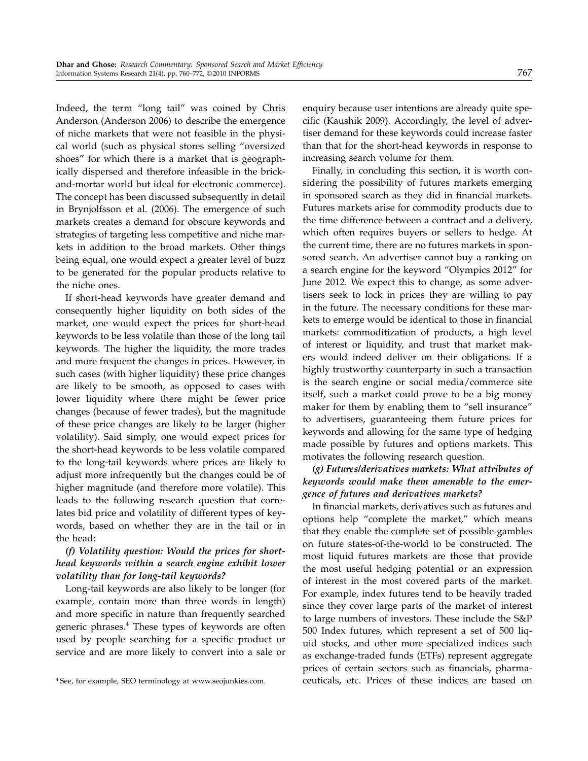Indeed, the term "long tail" was coined by Chris Anderson (Anderson 2006) to describe the emergence of niche markets that were not feasible in the physical world (such as physical stores selling "oversized shoes" for which there is a market that is geographically dispersed and therefore infeasible in the brick-and-mortar world but ideal for electronic commerce). The concept has been discussed subsequently in detail in Brynjolfsson et al. (2006). The emergence of such markets creates a demand for obscure keywords and strategies of targeting less competitive and niche markets in addition to the broad markets. Other things being equal, one would expect a greater level of buzz to be generated for the popular products relative to the niche ones.

If short-head keywords have greater demand and consequently higher liquidity on both sides of the market, one would expect the prices for short-head keywords to be less volatile than those of the long tail keywords. The higher the liquidity, the more trades and more frequent the changes in prices. However, in such cases (with higher liquidity) these price changes are likely to be smooth, as opposed to cases with lower liquidity where there might be fewer price changes (because of fewer trades), but the magnitude of these price changes are likely to be larger (higher volatility). Said simply, one would expect prices for the short-head keywords to be less volatile compared to the long-tail keywords where prices are likely to adjust more infrequently but the changes could be of higher magnitude (and therefore more volatile). This leads to the following research question that correlates bid price and volatility of different types of keywords, based on whether they are in the tail or in the head:

***(f) Volatility question: Would the prices for short-head keywords within a search engine exhibit lower volatility than for long-tail keywords?***

Long-tail keywords are also likely to be longer (for example, contain more than three words in length) and more specific in nature than frequently searched generic phrases.[4] These types of keywords are often used by people searching for a specific product or service and are more likely to convert into a sale or enquiry because user intentions are already quite specific (Kaushik 2009). Accordingly, the level of advertiser demand for these keywords could increase faster than that for the short-head keywords in response to increasing search volume for them.

Finally, in concluding this section, it is worth considering the possibility of futures markets emerging in sponsored search as they did in financial markets. Futures markets arise for commodity products due to the time difference between a contract and a delivery, which often requires buyers or sellers to hedge. At the current time, there are no futures markets in sponsored search. An advertiser cannot buy a ranking on a search engine for the keyword "Olympics 2012" for June 2012. We expect this to change, as some advertisers seek to lock in prices they are willing to pay in the future. The necessary conditions for these markets to emerge would be identical to those in financial markets: commoditization of products, a high level of interest or liquidity, and trust that market makers would indeed deliver on their obligations. If a highly trustworthy counterparty in such a transaction is the search engine or social media/commerce site itself, such a market could prove to be a big money maker for them by enabling them to "sell insurance" to advertisers, guaranteeing them future prices for keywords and allowing for the same type of hedging made possible by futures and options markets. This motivates the following research question.

***(g) Futures/derivatives markets: What attributes of keywords would make them amenable to the emergence of futures and derivatives markets?***

In financial markets, derivatives such as futures and options help "complete the market," which means that they enable the complete set of possible gambles on future states-of-the-world to be constructed. The most liquid futures markets are those that provide the most useful hedging potential or an expression of interest in the most covered parts of the market. For example, index futures tend to be heavily traded since they cover large parts of the market of interest to large numbers of investors. These include the S&P 500 Index futures, which represent a set of 500 liquid stocks, and other more specialized indices such as exchange-traded funds (ETFs) represent aggregate prices of certain sectors such as financials, pharmaceuticals, etc. Prices of these indices are based on

[4] See, for example, SEO terminology at www.seojunkies.com.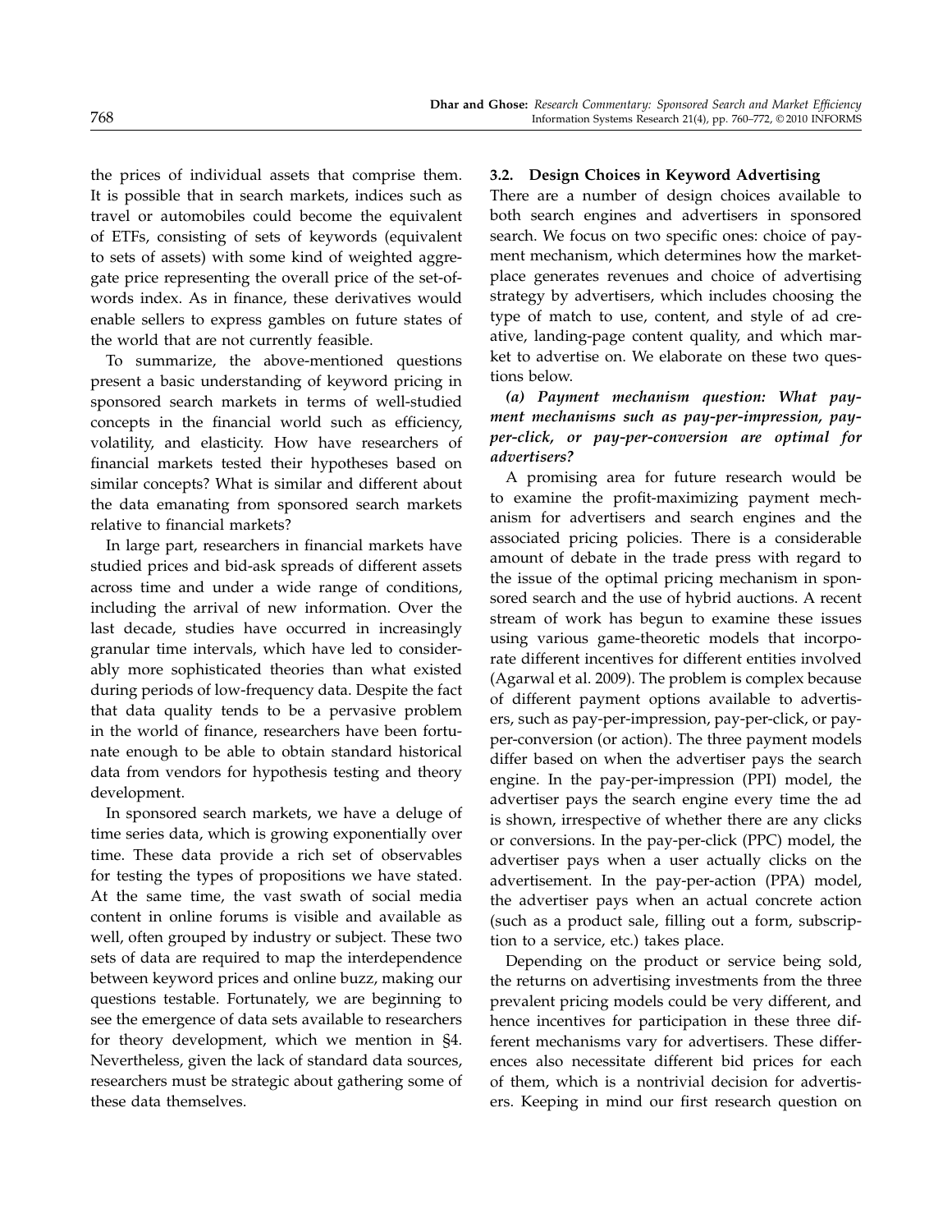the prices of individual assets that comprise them. It is possible that in search markets, indices such as travel or automobiles could become the equivalent of ETFs, consisting of sets of keywords (equivalent to sets of assets) with some kind of weighted aggregate price representing the overall price of the set-of-words index. As in finance, these derivatives would enable sellers to express gambles on future states of the world that are not currently feasible.

To summarize, the above-mentioned questions present a basic understanding of keyword pricing in sponsored search markets in terms of well-studied concepts in the financial world such as efficiency, volatility, and elasticity. How have researchers of financial markets tested their hypotheses based on similar concepts? What is similar and different about the data emanating from sponsored search markets relative to financial markets?

In large part, researchers in financial markets have studied prices and bid-ask spreads of different assets across time and under a wide range of conditions, including the arrival of new information. Over the last decade, studies have occurred in increasingly granular time intervals, which have led to considerably more sophisticated theories than what existed during periods of low-frequency data. Despite the fact that data quality tends to be a pervasive problem in the world of finance, researchers have been fortunate enough to be able to obtain standard historical data from vendors for hypothesis testing and theory development.

In sponsored search markets, we have a deluge of time series data, which is growing exponentially over time. These data provide a rich set of observables for testing the types of propositions we have stated. At the same time, the vast swath of social media content in online forums is visible and available as well, often grouped by industry or subject. These two sets of data are required to map the interdependence between keyword prices and online buzz, making our questions testable. Fortunately, we are beginning to see the emergence of data sets available to researchers for theory development, which we mention in §4. Nevertheless, given the lack of standard data sources, researchers must be strategic about gathering some of these data themselves.

### 3.2. Design Choices in Keyword Advertising

There are a number of design choices available to both search engines and advertisers in sponsored search. We focus on two specific ones: choice of payment mechanism, which determines how the marketplace generates revenues and choice of advertising strategy by advertisers, which includes choosing the type of match to use, content, and style of ad creative, landing-page content quality, and which market to advertise on. We elaborate on these two questions below.

***(a) Payment mechanism question: What payment mechanisms such as pay-per-impression, pay-per-click, or pay-per-conversion are optimal for advertisers?***

A promising area for future research would be to examine the profit-maximizing payment mechanism for advertisers and search engines and the associated pricing policies. There is a considerable amount of debate in the trade press with regard to the issue of the optimal pricing mechanism in sponsored search and the use of hybrid auctions. A recent stream of work has begun to examine these issues using various game-theoretic models that incorporate different incentives for different entities involved (Agarwal et al. 2009). The problem is complex because of different payment options available to advertisers, such as pay-per-impression, pay-per-click, or pay-per-conversion (or action). The three payment models differ based on when the advertiser pays the search engine. In the pay-per-impression (PPI) model, the advertiser pays the search engine every time the ad is shown, irrespective of whether there are any clicks or conversions. In the pay-per-click (PPC) model, the advertiser pays when a user actually clicks on the advertisement. In the pay-per-action (PPA) model, the advertiser pays when an actual concrete action (such as a product sale, filling out a form, subscription to a service, etc.) takes place.

Depending on the product or service being sold, the returns on advertising investments from the three prevalent pricing models could be very different, and hence incentives for participation in these three different mechanisms vary for advertisers. These differences also necessitate different bid prices for each of them, which is a nontrivial decision for advertisers. Keeping in mind our first research question on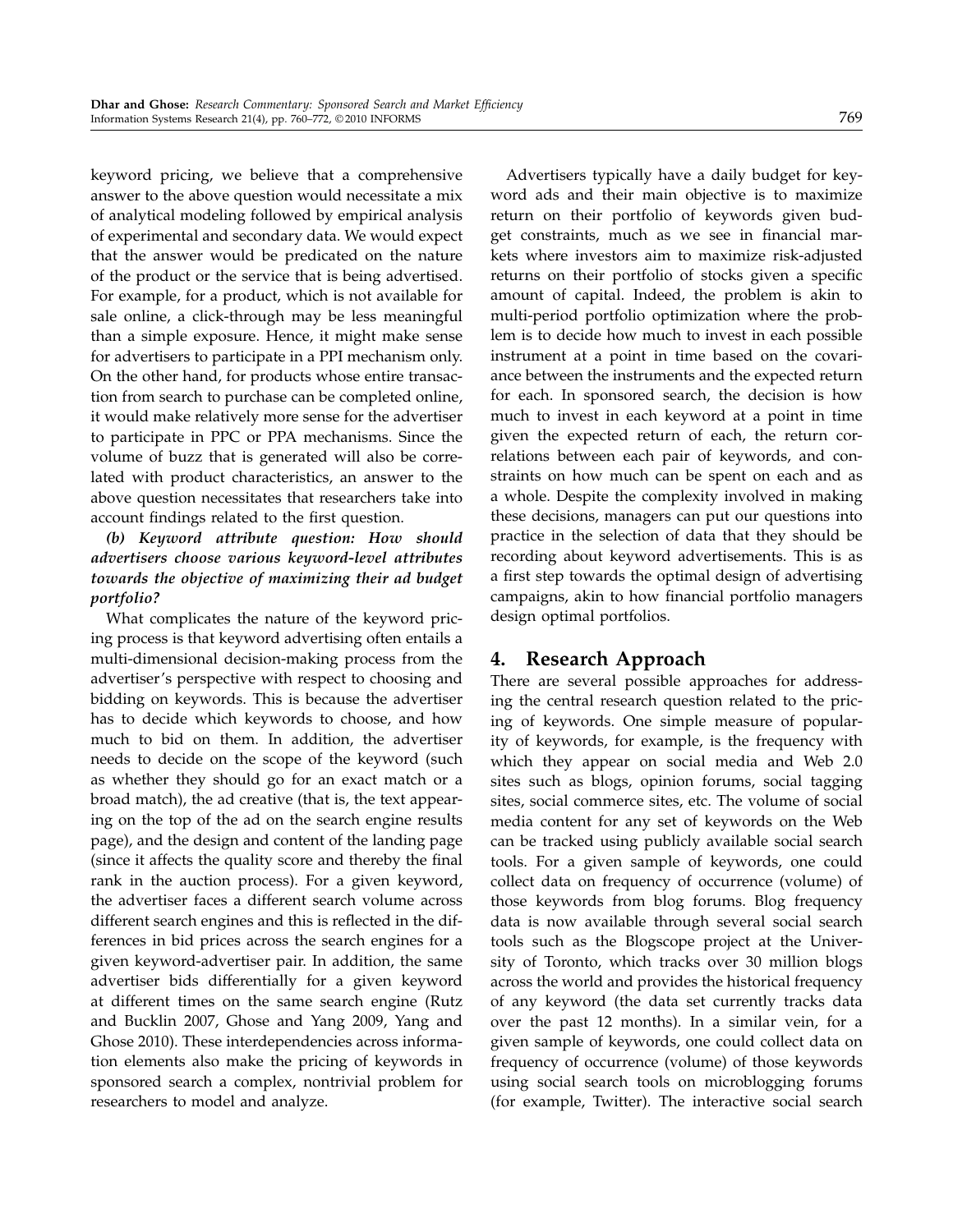keyword pricing, we believe that a comprehensive answer to the above question would necessitate a mix of analytical modeling followed by empirical analysis of experimental and secondary data. We would expect that the answer would be predicated on the nature of the product or the service that is being advertised. For example, for a product, which is not available for sale online, a click-through may be less meaningful than a simple exposure. Hence, it might make sense for advertisers to participate in a PPI mechanism only. On the other hand, for products whose entire transaction from search to purchase can be completed online, it would make relatively more sense for the advertiser to participate in PPC or PPA mechanisms. Since the volume of buzz that is generated will also be correlated with product characteristics, an answer to the above question necessitates that researchers take into account findings related to the first question.

***(b) Keyword attribute question: How should advertisers choose various keyword-level attributes towards the objective of maximizing their ad budget portfolio?***

What complicates the nature of the keyword pricing process is that keyword advertising often entails a multi-dimensional decision-making process from the advertiser's perspective with respect to choosing and bidding on keywords. This is because the advertiser has to decide which keywords to choose, and how much to bid on them. In addition, the advertiser needs to decide on the scope of the keyword (such as whether they should go for an exact match or a broad match), the ad creative (that is, the text appearing on the top of the ad on the search engine results page), and the design and content of the landing page (since it affects the quality score and thereby the final rank in the auction process). For a given keyword, the advertiser faces a different search volume across different search engines and this is reflected in the differences in bid prices across the search engines for a given keyword-advertiser pair. In addition, the same advertiser bids differentially for a given keyword at different times on the same search engine (Rutz and Bucklin 2007, Ghose and Yang 2009, Yang and Ghose 2010). These interdependencies across information elements also make the pricing of keywords in sponsored search a complex, nontrivial problem for researchers to model and analyze.

Advertisers typically have a daily budget for keyword ads and their main objective is to maximize return on their portfolio of keywords given budget constraints, much as we see in financial markets where investors aim to maximize risk-adjusted returns on their portfolio of stocks given a specific amount of capital. Indeed, the problem is akin to multi-period portfolio optimization where the problem is to decide how much to invest in each possible instrument at a point in time based on the covariance between the instruments and the expected return for each. In sponsored search, the decision is how much to invest in each keyword at a point in time given the expected return of each, the return correlations between each pair of keywords, and constraints on how much can be spent on each and as a whole. Despite the complexity involved in making these decisions, managers can put our questions into practice in the selection of data that they should be recording about keyword advertisements. This is as a first step towards the optimal design of advertising campaigns, akin to how financial portfolio managers design optimal portfolios.

## 4. Research Approach

There are several possible approaches for addressing the central research question related to the pricing of keywords. One simple measure of popularity of keywords, for example, is the frequency with which they appear on social media and Web 2.0 sites such as blogs, opinion forums, social tagging sites, social commerce sites, etc. The volume of social media content for any set of keywords on the Web can be tracked using publicly available social search tools. For a given sample of keywords, one could collect data on frequency of occurrence (volume) of those keywords from blog forums. Blog frequency data is now available through several social search tools such as the Blogscope project at the University of Toronto, which tracks over 30 million blogs across the world and provides the historical frequency of any keyword (the data set currently tracks data over the past 12 months). In a similar vein, for a given sample of keywords, one could collect data on frequency of occurrence (volume) of those keywords using social search tools on microblogging forums (for example, Twitter). The interactive social search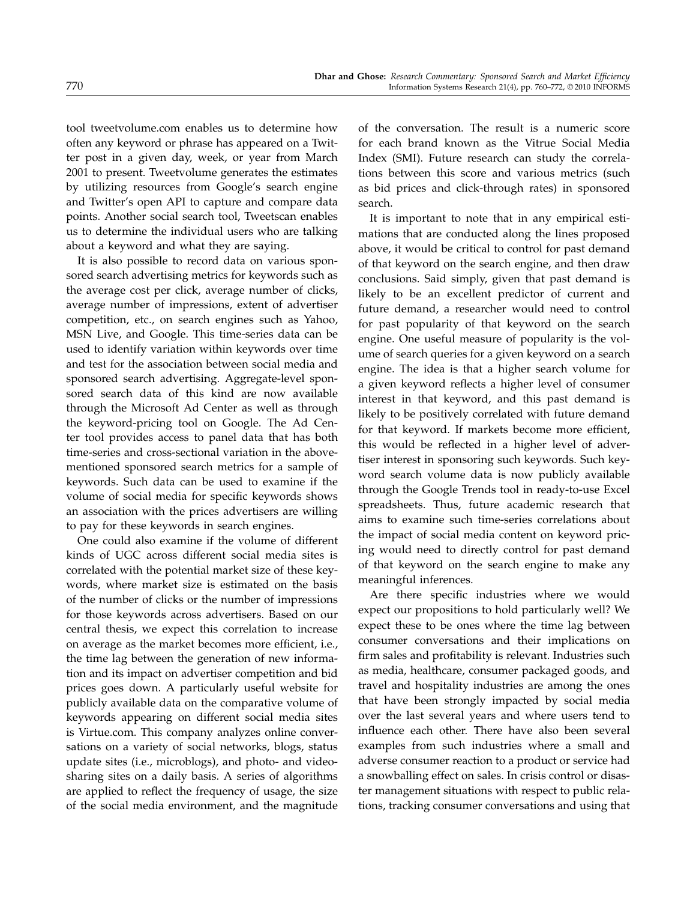tool tweetvolume.com enables us to determine how often any keyword or phrase has appeared on a Twitter post in a given day, week, or year from March 2001 to present. Tweetvolume generates the estimates by utilizing resources from Google's search engine and Twitter's open API to capture and compare data points. Another social search tool, Tweetscan enables us to determine the individual users who are talking about a keyword and what they are saying.

It is also possible to record data on various sponsored search advertising metrics for keywords such as the average cost per click, average number of clicks, average number of impressions, extent of advertiser competition, etc., on search engines such as Yahoo, MSN Live, and Google. This time-series data can be used to identify variation within keywords over time and test for the association between social media and sponsored search advertising. Aggregate-level sponsored search data of this kind are now available through the Microsoft Ad Center as well as through the keyword-pricing tool on Google. The Ad Center tool provides access to panel data that has both time-series and cross-sectional variation in the above-mentioned sponsored search metrics for a sample of keywords. Such data can be used to examine if the volume of social media for specific keywords shows an association with the prices advertisers are willing to pay for these keywords in search engines.

One could also examine if the volume of different kinds of UGC across different social media sites is correlated with the potential market size of these keywords, where market size is estimated on the basis of the number of clicks or the number of impressions for those keywords across advertisers. Based on our central thesis, we expect this correlation to increase on average as the market becomes more efficient, i.e., the time lag between the generation of new information and its impact on advertiser competition and bid prices goes down. A particularly useful website for publicly available data on the comparative volume of keywords appearing on different social media sites is Virtue.com. This company analyzes online conversations on a variety of social networks, blogs, status update sites (i.e., microblogs), and photo- and video-sharing sites on a daily basis. A series of algorithms are applied to reflect the frequency of usage, the size of the social media environment, and the magnitude of the conversation. The result is a numeric score for each brand known as the Vitrue Social Media Index (SMI). Future research can study the correlations between this score and various metrics (such as bid prices and click-through rates) in sponsored search.

It is important to note that in any empirical estimations that are conducted along the lines proposed above, it would be critical to control for past demand of that keyword on the search engine, and then draw conclusions. Said simply, given that past demand is likely to be an excellent predictor of current and future demand, a researcher would need to control for past popularity of that keyword on the search engine. One useful measure of popularity is the volume of search queries for a given keyword on a search engine. The idea is that a higher search volume for a given keyword reflects a higher level of consumer interest in that keyword, and this past demand is likely to be positively correlated with future demand for that keyword. If markets become more efficient, this would be reflected in a higher level of advertiser interest in sponsoring such keywords. Such keyword search volume data is now publicly available through the Google Trends tool in ready-to-use Excel spreadsheets. Thus, future academic research that aims to examine such time-series correlations about the impact of social media content on keyword pricing would need to directly control for past demand of that keyword on the search engine to make any meaningful inferences.

Are there specific industries where we would expect our propositions to hold particularly well? We expect these to be ones where the time lag between consumer conversations and their implications on firm sales and profitability is relevant. Industries such as media, healthcare, consumer packaged goods, and travel and hospitality industries are among the ones that have been strongly impacted by social media over the last several years and where users tend to influence each other. There have also been several examples from such industries where a small and adverse consumer reaction to a product or service had a snowballing effect on sales. In crisis control or disaster management situations with respect to public relations, tracking consumer conversations and using that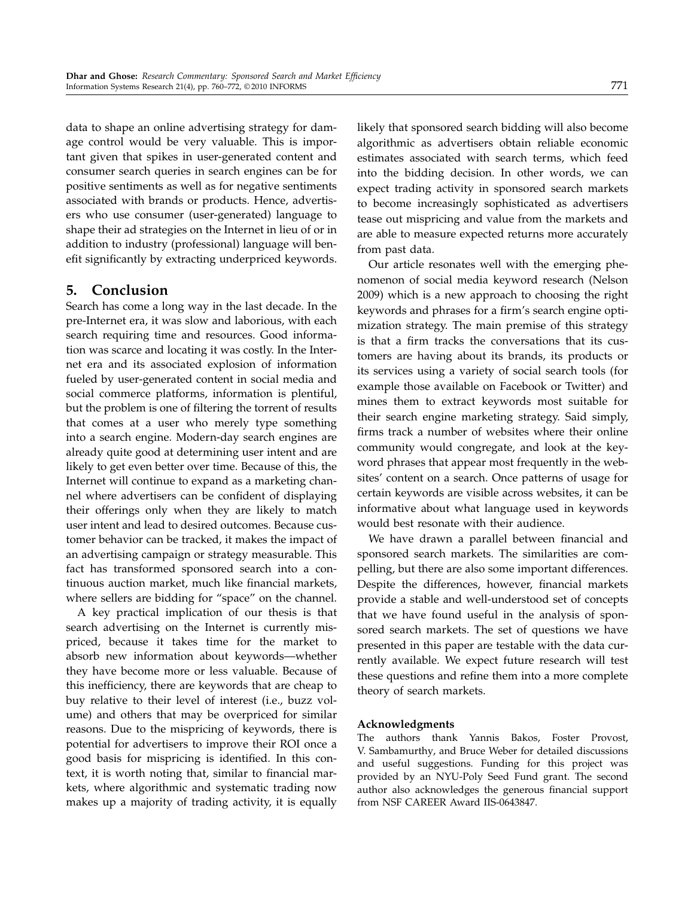data to shape an online advertising strategy for damage control would be very valuable. This is important given that spikes in user-generated content and consumer search queries in search engines can be for positive sentiments as well as for negative sentiments associated with brands or products. Hence, advertisers who use consumer (user-generated) language to shape their ad strategies on the Internet in lieu of or in addition to industry (professional) language will benefit significantly by extracting underpriced keywords.

## 5. Conclusion

Search has come a long way in the last decade. In the pre-Internet era, it was slow and laborious, with each search requiring time and resources. Good information was scarce and locating it was costly. In the Internet era and its associated explosion of information fueled by user-generated content in social media and social commerce platforms, information is plentiful, but the problem is one of filtering the torrent of results that comes at a user who merely type something into a search engine. Modern-day search engines are already quite good at determining user intent and are likely to get even better over time. Because of this, the Internet will continue to expand as a marketing channel where advertisers can be confident of displaying their offerings only when they are likely to match user intent and lead to desired outcomes. Because customer behavior can be tracked, it makes the impact of an advertising campaign or strategy measurable. This fact has transformed sponsored search into a continuous auction market, much like financial markets, where sellers are bidding for "space" on the channel.

A key practical implication of our thesis is that search advertising on the Internet is currently mispriced, because it takes time for the market to absorb new information about keywords—whether they have become more or less valuable. Because of this inefficiency, there are keywords that are cheap to buy relative to their level of interest (i.e., buzz volume) and others that may be overpriced for similar reasons. Due to the mispricing of keywords, there is potential for advertisers to improve their ROI once a good basis for mispricing is identified. In this context, it is worth noting that, similar to financial markets, where algorithmic and systematic trading now makes up a majority of trading activity, it is equally likely that sponsored search bidding will also become algorithmic as advertisers obtain reliable economic estimates associated with search terms, which feed into the bidding decision. In other words, we can expect trading activity in sponsored search markets to become increasingly sophisticated as advertisers tease out mispricing and value from the markets and are able to measure expected returns more accurately from past data.

Our article resonates well with the emerging phenomenon of social media keyword research (Nelson 2009) which is a new approach to choosing the right keywords and phrases for a firm's search engine optimization strategy. The main premise of this strategy is that a firm tracks the conversations that its customers are having about its brands, its products or its services using a variety of social search tools (for example those available on Facebook or Twitter) and mines them to extract keywords most suitable for their search engine marketing strategy. Said simply, firms track a number of websites where their online community would congregate, and look at the keyword phrases that appear most frequently in the websites' content on a search. Once patterns of usage for certain keywords are visible across websites, it can be informative about what language used in keywords would best resonate with their audience.

We have drawn a parallel between financial and sponsored search markets. The similarities are compelling, but there are also some important differences. Despite the differences, however, financial markets provide a stable and well-understood set of concepts that we have found useful in the analysis of sponsored search markets. The set of questions we have presented in this paper are testable with the data currently available. We expect future research will test these questions and refine them into a more complete theory of search markets.

### Acknowledgments

The authors thank Yannis Bakos, Foster Provost, V. Sambamurthy, and Bruce Weber for detailed discussions and useful suggestions. Funding for this project was provided by an NYU-Poly Seed Fund grant. The second author also acknowledges the generous financial support from NSF CAREER Award IIS-0643847.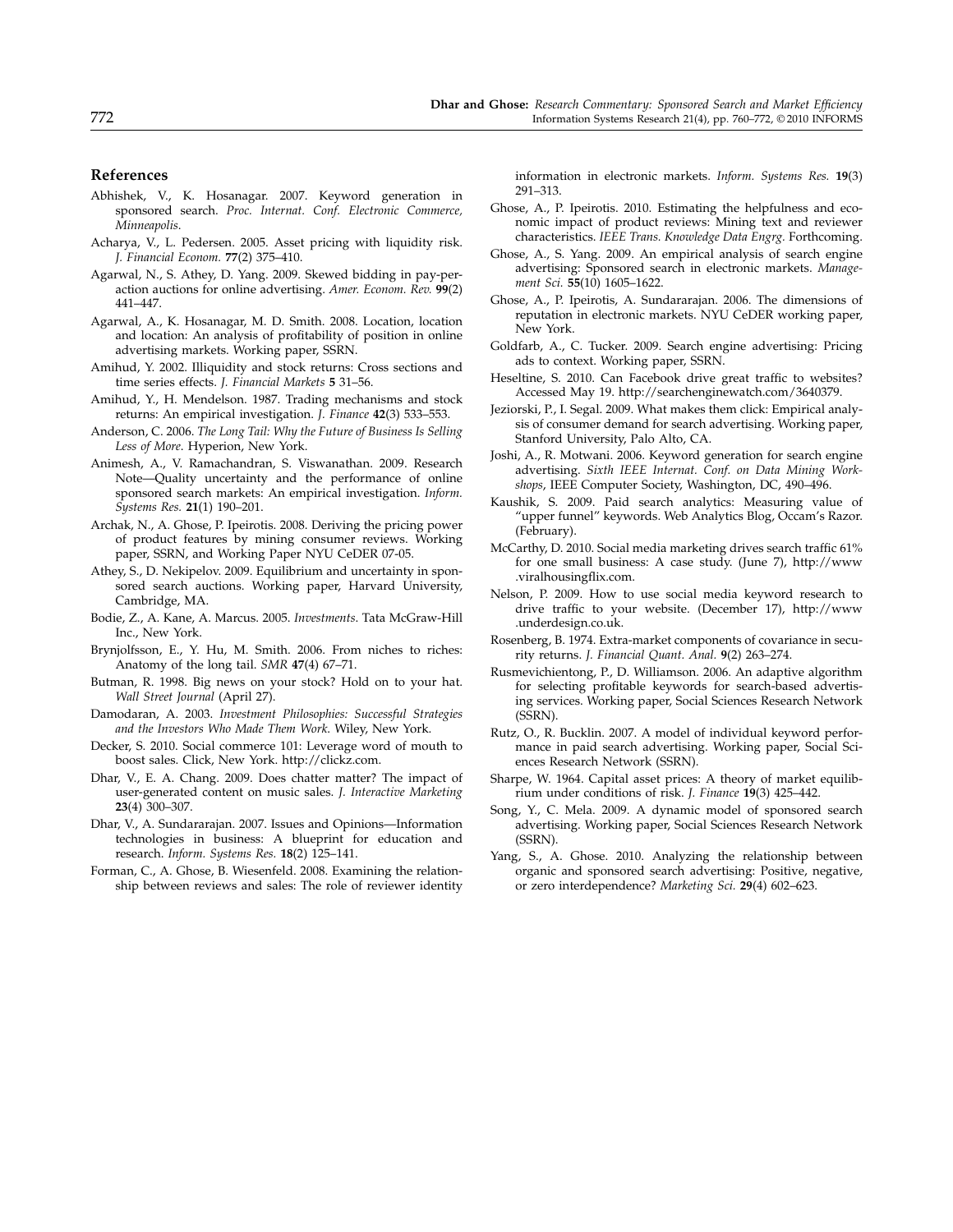## References

Abhishek, V., K. Hosanagar. 2007. Keyword generation in sponsored search. *Proc. Internat. Conf. Electronic Commerce, Minneapolis*.

Acharya, V., L. Pedersen. 2005. Asset pricing with liquidity risk. *J. Financial Econom.* **77**(2) 375–410.

Agarwal, N., S. Athey, D. Yang. 2009. Skewed bidding in pay-per-action auctions for online advertising. *Amer. Econom. Rev.* **99**(2) 441–447.

Agarwal, A., K. Hosanagar, M. D. Smith. 2008. Location, location and location: An analysis of profitability of position in online advertising markets. Working paper, SSRN.

Amihud, Y. 2002. Illiquidity and stock returns: Cross sections and time series effects. *J. Financial Markets* **5** 31–56.

Amihud, Y., H. Mendelson. 1987. Trading mechanisms and stock returns: An empirical investigation. *J. Finance* **42**(3) 533–553.

Anderson, C. 2006. *The Long Tail: Why the Future of Business Is Selling Less of More*. Hyperion, New York.

Animesh, A., V. Ramachandran, S. Viswanathan. 2009. Research Note—Quality uncertainty and the performance of online sponsored search markets: An empirical investigation. *Inform. Systems Res.* **21**(1) 190–201.

Archak, N., A. Ghose, P. Ipeirotis. 2008. Deriving the pricing power of product features by mining consumer reviews. Working paper, SSRN, and Working Paper NYU CeDER 07-05.

Athey, S., D. Nekipelov. 2009. Equilibrium and uncertainty in sponsored search auctions. Working paper, Harvard University, Cambridge, MA.

Bodie, Z., A. Kane, A. Marcus. 2005. *Investments*. Tata McGraw-Hill Inc., New York.

Brynjolfsson, E., Y. Hu, M. Smith. 2006. From niches to riches: Anatomy of the long tail. *SMR* **47**(4) 67–71.

Butman, R. 1998. Big news on your stock? Hold on to your hat. *Wall Street Journal* (April 27).

Damodaran, A. 2003. *Investment Philosophies: Successful Strategies and the Investors Who Made Them Work*. Wiley, New York.

Decker, S. 2010. Social commerce 101: Leverage word of mouth to boost sales. Click, New York. http://clickz.com.

Dhar, V., E. A. Chang. 2009. Does chatter matter? The impact of user-generated content on music sales. *J. Interactive Marketing* **23**(4) 300–307.

Dhar, V., A. Sundararajan. 2007. Issues and Opinions—Information technologies in business: A blueprint for education and research. *Inform. Systems Res.* **18**(2) 125–141.

Forman, C., A. Ghose, B. Wiesenfeld. 2008. Examining the relationship between reviews and sales: The role of reviewer identity information in electronic markets. *Inform. Systems Res.* **19**(3) 291–313.

Ghose, A., P. Ipeirotis. 2010. Estimating the helpfulness and economic impact of product reviews: Mining text and reviewer characteristics. *IEEE Trans. Knowledge Data Engrg.* Forthcoming.

Ghose, A., S. Yang. 2009. An empirical analysis of search engine advertising: Sponsored search in electronic markets. *Management Sci.* **55**(10) 1605–1622.

Ghose, A., P. Ipeirotis, A. Sundararajan. 2006. The dimensions of reputation in electronic markets. NYU CeDER working paper, New York.

Goldfarb, A., C. Tucker. 2009. Search engine advertising: Pricing ads to context. Working paper, SSRN.

Heseltine, S. 2010. Can Facebook drive great traffic to websites? Accessed May 19. http://searchenginewatch.com/3640379.

Jeziorski, P., I. Segal. 2009. What makes them click: Empirical analysis of consumer demand for search advertising. Working paper, Stanford University, Palo Alto, CA.

Joshi, A., R. Motwani. 2006. Keyword generation for search engine advertising. *Sixth IEEE Internat. Conf. on Data Mining Workshops*, IEEE Computer Society, Washington, DC, 490–496.

Kaushik, S. 2009. Paid search analytics: Measuring value of "upper funnel" keywords. Web Analytics Blog, Occam's Razor. (February).

McCarthy, D. 2010. Social media marketing drives search traffic 61% for one small business: A case study. (June 7), http://www.viralhousingflix.com.

Nelson, P. 2009. How to use social media keyword research to drive traffic to your website. (December 17), http://www.underdesign.co.uk.

Rosenberg, B. 1974. Extra-market components of covariance in security returns. *J. Financial Quant. Anal.* **9**(2) 263–274.

Rusmevichientong, P., D. Williamson. 2006. An adaptive algorithm for selecting profitable keywords for search-based advertising services. Working paper, Social Sciences Research Network (SSRN).

Rutz, O., R. Bucklin. 2007. A model of individual keyword performance in paid search advertising. Working paper, Social Sciences Research Network (SSRN).

Sharpe, W. 1964. Capital asset prices: A theory of market equilibrium under conditions of risk. *J. Finance* **19**(3) 425–442.

Song, Y., C. Mela. 2009. A dynamic model of sponsored search advertising. Working paper, Social Sciences Research Network (SSRN).

Yang, S., A. Ghose. 2010. Analyzing the relationship between organic and sponsored search advertising: Positive, negative, or zero interdependence? *Marketing Sci.* **29**(4) 602–623.